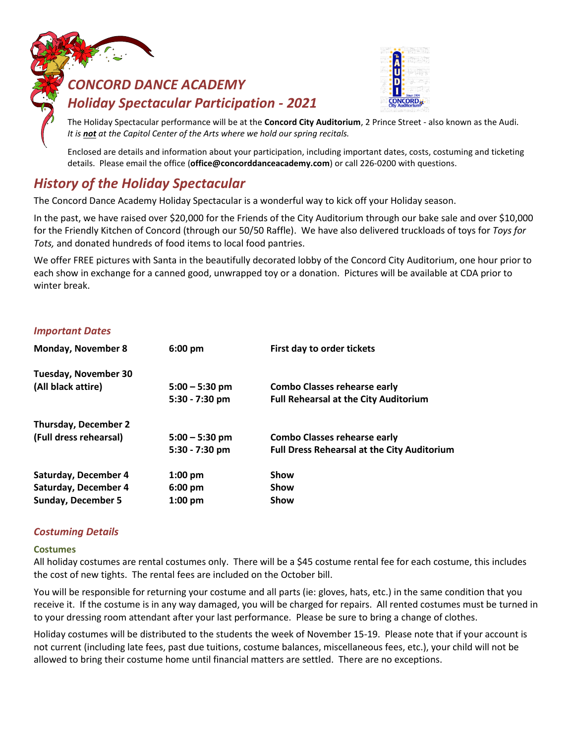# *CONCORD DANCE ACADEMY*
# *Holiday Spectacular Participation - 2021*

The Holiday Spectacular performance will be at the **Concord City Auditorium**, 2 Prince Street - also known as the Audi. *It is **not** at the Capitol Center of the Arts where we hold our spring recitals.*

Enclosed are details and information about your participation, including important dates, costs, costuming and ticketing details. Please email the office (**office@concorddanceacademy.com**) or call 226-0200 with questions.

## *History of the Holiday Spectacular*

The Concord Dance Academy Holiday Spectacular is a wonderful way to kick off your Holiday season.

In the past, we have raised over $20,000 for the Friends of the City Auditorium through our bake sale and over $10,000 for the Friendly Kitchen of Concord (through our 50/50 Raffle). We have also delivered truckloads of toys for *Toys for Tots,* and donated hundreds of food items to local food pantries.

We offer FREE pictures with Santa in the beautifully decorated lobby of the Concord City Auditorium, one hour prior to each show in exchange for a canned good, unwrapped toy or a donation. Pictures will be available at CDA prior to winter break.

### *Important Dates*

| | | |
|---|---|---|
| **Monday, November 8** | **6:00 pm** | **First day to order tickets** |
| **Tuesday, November 30** | | |
| **(All black attire)** | **5:00 – 5:30 pm** | **Combo Classes rehearse early** |
| | **5:30 - 7:30 pm** | **Full Rehearsal at the City Auditorium** |
| **Thursday, December 2** | | |
| **(Full dress rehearsal)** | **5:00 – 5:30 pm** | **Combo Classes rehearse early** |
| | **5:30 - 7:30 pm** | **Full Dress Rehearsal at the City Auditorium** |
| **Saturday, December 4** | **1:00 pm** | **Show** |
| **Saturday, December 4** | **6:00 pm** | **Show** |
| **Sunday, December 5** | **1:00 pm** | **Show** |

### *Costuming Details*

#### Costumes

All holiday costumes are rental costumes only. There will be a $45 costume rental fee for each costume, this includes the cost of new tights. The rental fees are included on the October bill.

You will be responsible for returning your costume and all parts (ie: gloves, hats, etc.) in the same condition that you receive it. If the costume is in any way damaged, you will be charged for repairs. All rented costumes must be turned in to your dressing room attendant after your last performance. Please be sure to bring a change of clothes.

Holiday costumes will be distributed to the students the week of November 15-19. Please note that if your account is not current (including late fees, past due tuitions, costume balances, miscellaneous fees, etc.), your child will not be allowed to bring their costume home until financial matters are settled. There are no exceptions.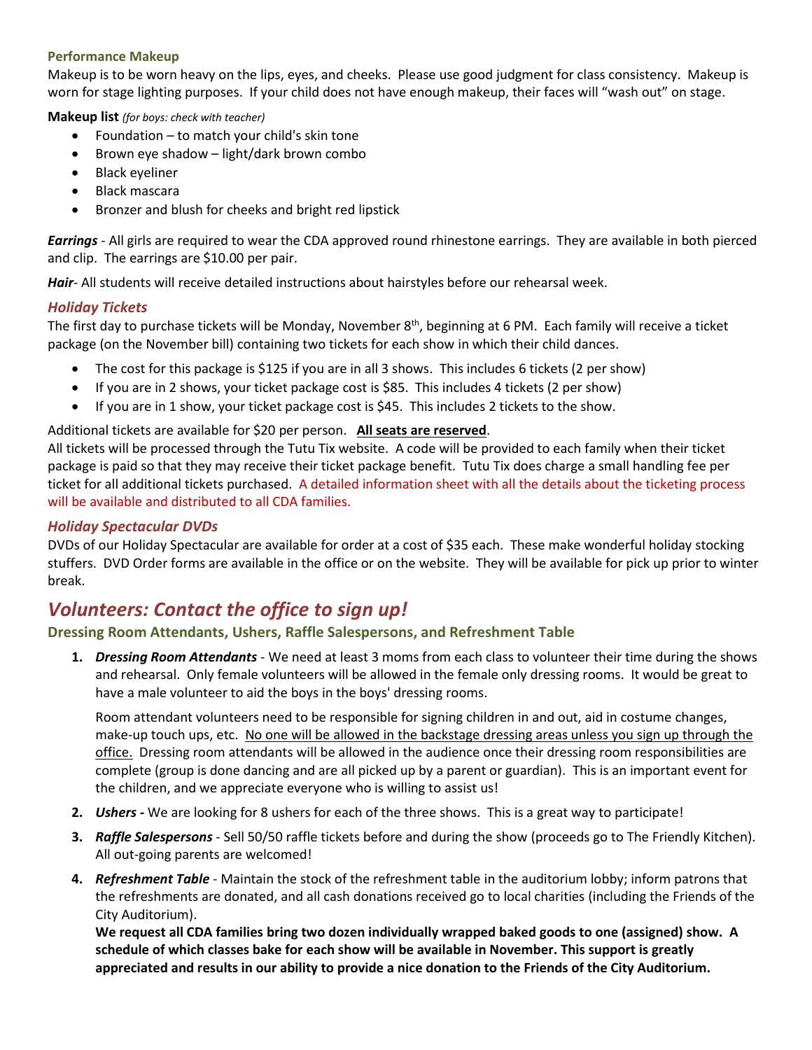### Performance Makeup

Makeup is to be worn heavy on the lips, eyes, and cheeks. Please use good judgment for class consistency. Makeup is worn for stage lighting purposes. If your child does not have enough makeup, their faces will "wash out" on stage.

**Makeup list** *(for boys: check with teacher)*

- Foundation – to match your child's skin tone
- Brown eye shadow – light/dark brown combo
- Black eyeliner
- Black mascara
- Bronzer and blush for cheeks and bright red lipstick

***Earrings*** - All girls are required to wear the CDA approved round rhinestone earrings. They are available in both pierced and clip. The earrings are $10.00 per pair.

***Hair***- All students will receive detailed instructions about hairstyles before our rehearsal week.

### *Holiday Tickets*

The first day to purchase tickets will be Monday, November 8th, beginning at 6 PM. Each family will receive a ticket package (on the November bill) containing two tickets for each show in which their child dances.

- The cost for this package is $125 if you are in all 3 shows. This includes 6 tickets (2 per show)
- If you are in 2 shows, your ticket package cost is $85. This includes 4 tickets (2 per show)
- If you are in 1 show, your ticket package cost is $45. This includes 2 tickets to the show.

Additional tickets are available for $20 per person. **<u>All seats are reserved</u>**.
All tickets will be processed through the Tutu Tix website. A code will be provided to each family when their ticket package is paid so that they may receive their ticket package benefit. Tutu Tix does charge a small handling fee per ticket for all additional tickets purchased. A detailed information sheet with all the details about the ticketing process will be available and distributed to all CDA families.

### *Holiday Spectacular DVDs*

DVDs of our Holiday Spectacular are available for order at a cost of $35 each. These make wonderful holiday stocking stuffers. DVD Order forms are available in the office or on the website. They will be available for pick up prior to winter break.

## *Volunteers: Contact the office to sign up!*

### Dressing Room Attendants, Ushers, Raffle Salespersons, and Refreshment Table

1. ***Dressing Room Attendants*** - We need at least 3 moms from each class to volunteer their time during the shows and rehearsal. Only female volunteers will be allowed in the female only dressing rooms. It would be great to have a male volunteer to aid the boys in the boys' dressing rooms.

   Room attendant volunteers need to be responsible for signing children in and out, aid in costume changes, make-up touch ups, etc. <u>No one will be allowed in the backstage dressing areas unless you sign up through the office.</u> Dressing room attendants will be allowed in the audience once their dressing room responsibilities are complete (group is done dancing and are all picked up by a parent or guardian). This is an important event for the children, and we appreciate everyone who is willing to assist us!

2. ***Ushers -*** We are looking for 8 ushers for each of the three shows. This is a great way to participate!
3. ***Raffle Salespersons*** - Sell 50/50 raffle tickets before and during the show (proceeds go to The Friendly Kitchen). All out-going parents are welcomed!
4. ***Refreshment Table*** - Maintain the stock of the refreshment table in the auditorium lobby; inform patrons that the refreshments are donated, and all cash donations received go to local charities (including the Friends of the City Auditorium).
   **We request all CDA families bring two dozen individually wrapped baked goods to one (assigned) show. A schedule of which classes bake for each show will be available in November. This support is greatly appreciated and results in our ability to provide a nice donation to the Friends of the City Auditorium.**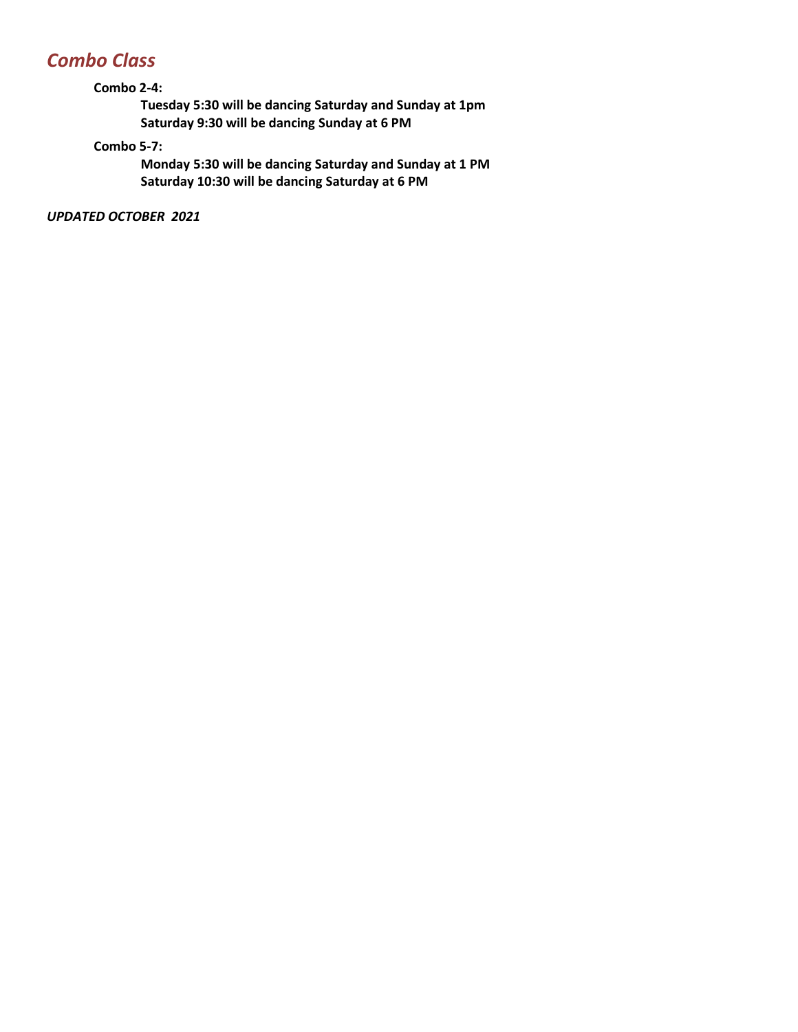## *Combo Class*

**Combo 2-4:**

**Tuesday 5:30 will be dancing Saturday and Sunday at 1pm**
**Saturday 9:30 will be dancing Sunday at 6 PM**

**Combo 5-7:**

**Monday 5:30 will be dancing Saturday and Sunday at 1 PM**
**Saturday 10:30 will be dancing Saturday at 6 PM**

***UPDATED OCTOBER 2021***